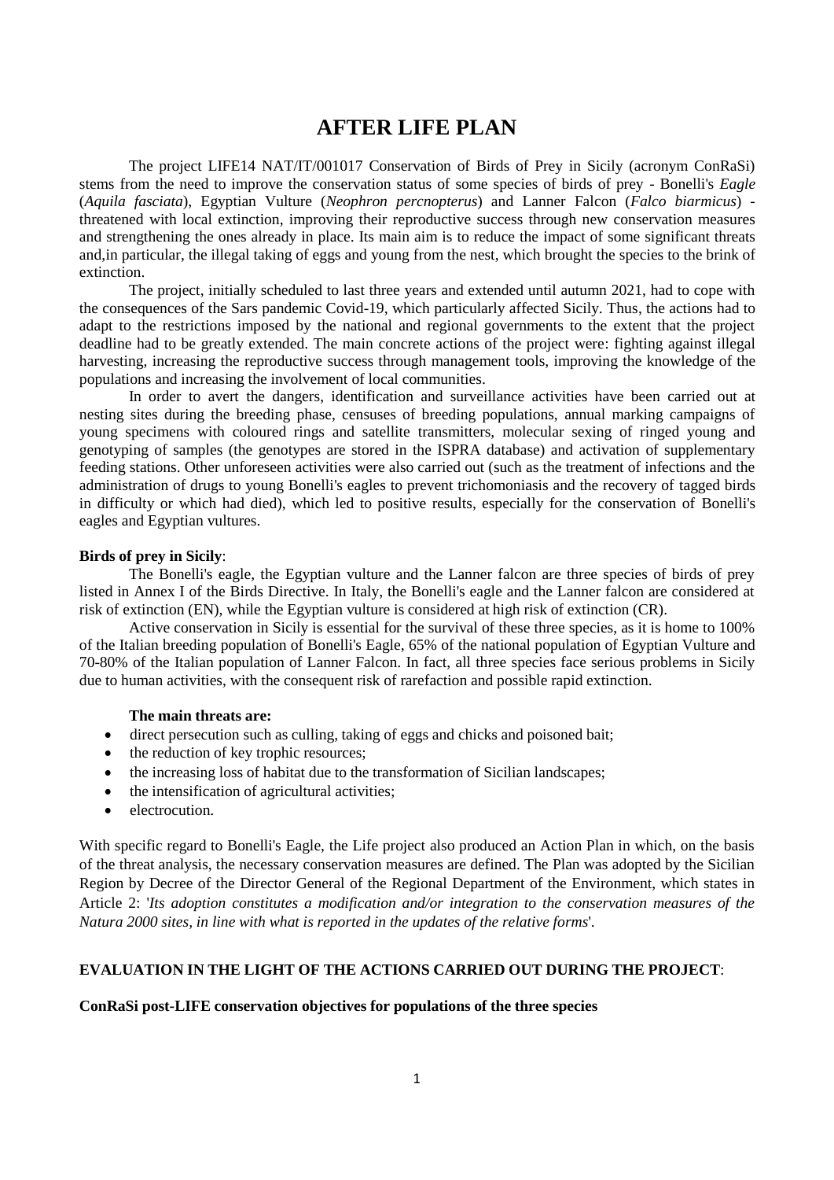# AFTER LIFE PLAN

The project LIFE14 NAT/IT/001017 Conservation of Birds of Prey in Sicily (acronym ConRaSi) stems from the need to improve the conservation status of some species of birds of prey - Bonelli's *Eagle* (*Aquila fasciata*), Egyptian Vulture (*Neophron percnopterus*) and Lanner Falcon (*Falco biarmicus*) - threatened with local extinction, improving their reproductive success through new conservation measures and strengthening the ones already in place. Its main aim is to reduce the impact of some significant threats and,in particular, the illegal taking of eggs and young from the nest, which brought the species to the brink of extinction.

The project, initially scheduled to last three years and extended until autumn 2021, had to cope with the consequences of the Sars pandemic Covid-19, which particularly affected Sicily. Thus, the actions had to adapt to the restrictions imposed by the national and regional governments to the extent that the project deadline had to be greatly extended. The main concrete actions of the project were: fighting against illegal harvesting, increasing the reproductive success through management tools, improving the knowledge of the populations and increasing the involvement of local communities.

In order to avert the dangers, identification and surveillance activities have been carried out at nesting sites during the breeding phase, censuses of breeding populations, annual marking campaigns of young specimens with coloured rings and satellite transmitters, molecular sexing of ringed young and genotyping of samples (the genotypes are stored in the ISPRA database) and activation of supplementary feeding stations. Other unforeseen activities were also carried out (such as the treatment of infections and the administration of drugs to young Bonelli's eagles to prevent trichomoniasis and the recovery of tagged birds in difficulty or which had died), which led to positive results, especially for the conservation of Bonelli's eagles and Egyptian vultures.

**Birds of prey in Sicily**:

The Bonelli's eagle, the Egyptian vulture and the Lanner falcon are three species of birds of prey listed in Annex I of the Birds Directive. In Italy, the Bonelli's eagle and the Lanner falcon are considered at risk of extinction (EN), while the Egyptian vulture is considered at high risk of extinction (CR).

Active conservation in Sicily is essential for the survival of these three species, as it is home to 100% of the Italian breeding population of Bonelli's Eagle, 65% of the national population of Egyptian Vulture and 70-80% of the Italian population of Lanner Falcon. In fact, all three species face serious problems in Sicily due to human activities, with the consequent risk of rarefaction and possible rapid extinction.

**The main threats are:**

- direct persecution such as culling, taking of eggs and chicks and poisoned bait;
- the reduction of key trophic resources;
- the increasing loss of habitat due to the transformation of Sicilian landscapes;
- the intensification of agricultural activities;
- electrocution.

With specific regard to Bonelli's Eagle, the Life project also produced an Action Plan in which, on the basis of the threat analysis, the necessary conservation measures are defined. The Plan was adopted by the Sicilian Region by Decree of the Director General of the Regional Department of the Environment, which states in Article 2: '*Its adoption constitutes a modification and/or integration to the conservation measures of the Natura 2000 sites, in line with what is reported in the updates of the relative forms*'.

**EVALUATION IN THE LIGHT OF THE ACTIONS CARRIED OUT DURING THE PROJECT**:

**ConRaSi post-LIFE conservation objectives for populations of the three species**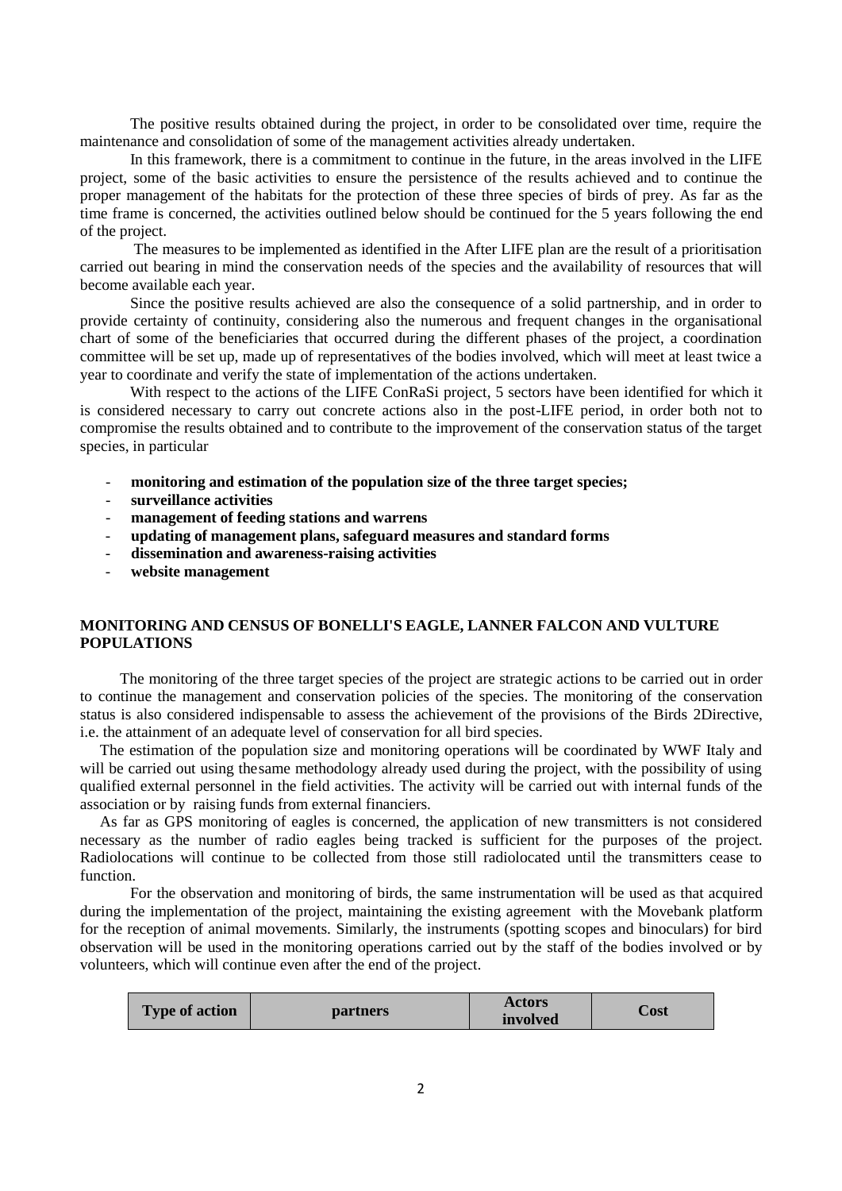The positive results obtained during the project, in order to be consolidated over time, require the maintenance and consolidation of some of the management activities already undertaken.

In this framework, there is a commitment to continue in the future, in the areas involved in the LIFE project, some of the basic activities to ensure the persistence of the results achieved and to continue the proper management of the habitats for the protection of these three species of birds of prey. As far as the time frame is concerned, the activities outlined below should be continued for the 5 years following the end of the project.

The measures to be implemented as identified in the After LIFE plan are the result of a prioritisation carried out bearing in mind the conservation needs of the species and the availability of resources that will become available each year.

Since the positive results achieved are also the consequence of a solid partnership, and in order to provide certainty of continuity, considering also the numerous and frequent changes in the organisational chart of some of the beneficiaries that occurred during the different phases of the project, a coordination committee will be set up, made up of representatives of the bodies involved, which will meet at least twice a year to coordinate and verify the state of implementation of the actions undertaken.

With respect to the actions of the LIFE ConRaSi project, 5 sectors have been identified for which it is considered necessary to carry out concrete actions also in the post-LIFE period, in order both not to compromise the results obtained and to contribute to the improvement of the conservation status of the target species, in particular

- **monitoring and estimation of the population size of the three target species;**
- **surveillance activities**
- **management of feeding stations and warrens**
- **updating of management plans, safeguard measures and standard forms**
- **dissemination and awareness-raising activities**
- **website management**

## MONITORING AND CENSUS OF BONELLI'S EAGLE, LANNER FALCON AND VULTURE POPULATIONS

The monitoring of the three target species of the project are strategic actions to be carried out in order to continue the management and conservation policies of the species. The monitoring of the conservation status is also considered indispensable to assess the achievement of the provisions of the Birds 2Directive, i.e. the attainment of an adequate level of conservation for all bird species.

The estimation of the population size and monitoring operations will be coordinated by WWF Italy and will be carried out using thesame methodology already used during the project, with the possibility of using qualified external personnel in the field activities. The activity will be carried out with internal funds of the association or by raising funds from external financiers.

As far as GPS monitoring of eagles is concerned, the application of new transmitters is not considered necessary as the number of radio eagles being tracked is sufficient for the purposes of the project. Radiolocations will continue to be collected from those still radiolocated until the transmitters cease to function.

For the observation and monitoring of birds, the same instrumentation will be used as that acquired during the implementation of the project, maintaining the existing agreement with the Movebank platform for the reception of animal movements. Similarly, the instruments (spotting scopes and binoculars) for bird observation will be used in the monitoring operations carried out by the staff of the bodies involved or by volunteers, which will continue even after the end of the project.

| Type of action | partners | Actors involved | Cost |
| --- | --- | --- | --- |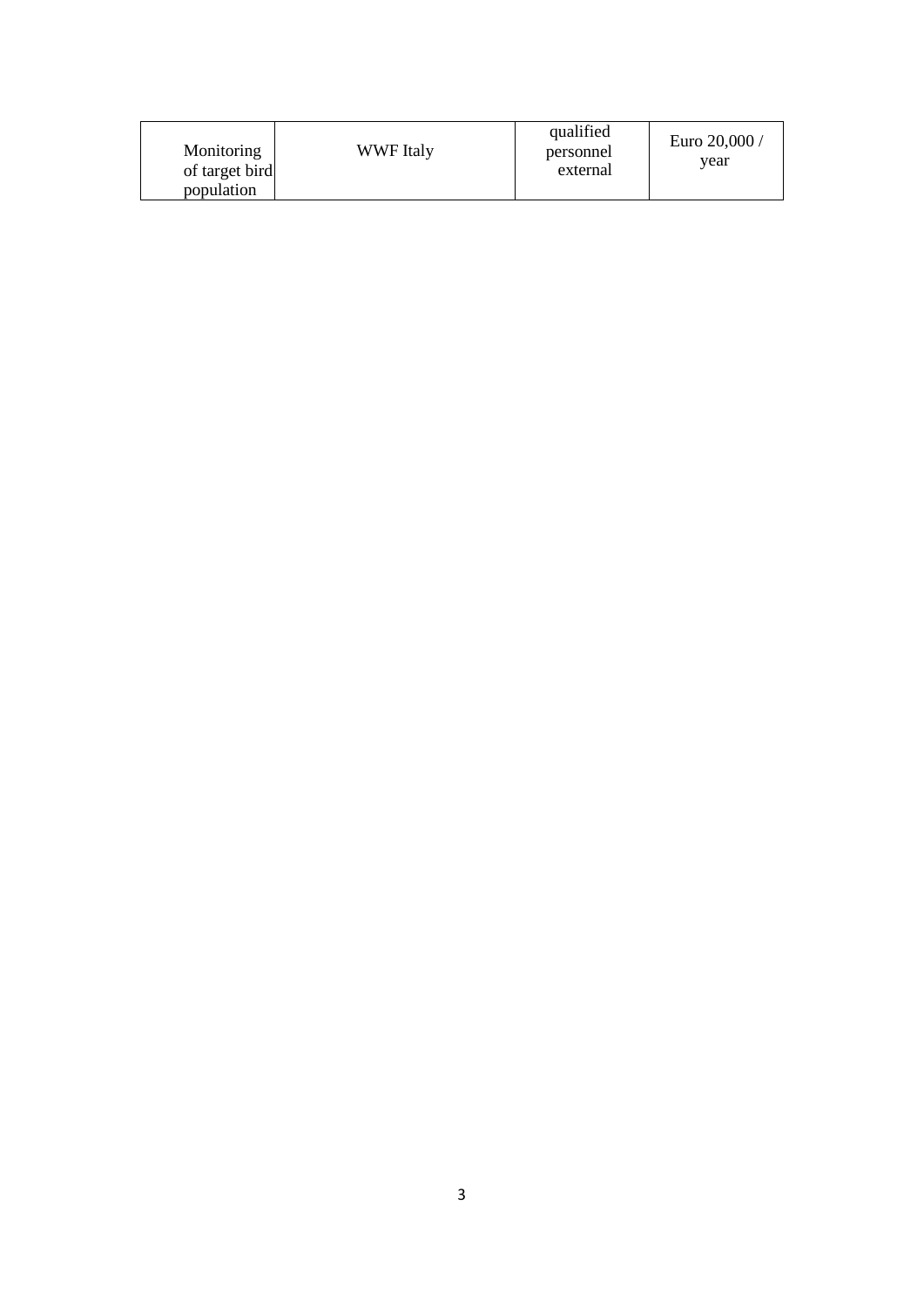| | | | |
|---|---|---|---|
| Monitoring of target bird population | WWF Italy | qualified personnel external | Euro 20,000 / year |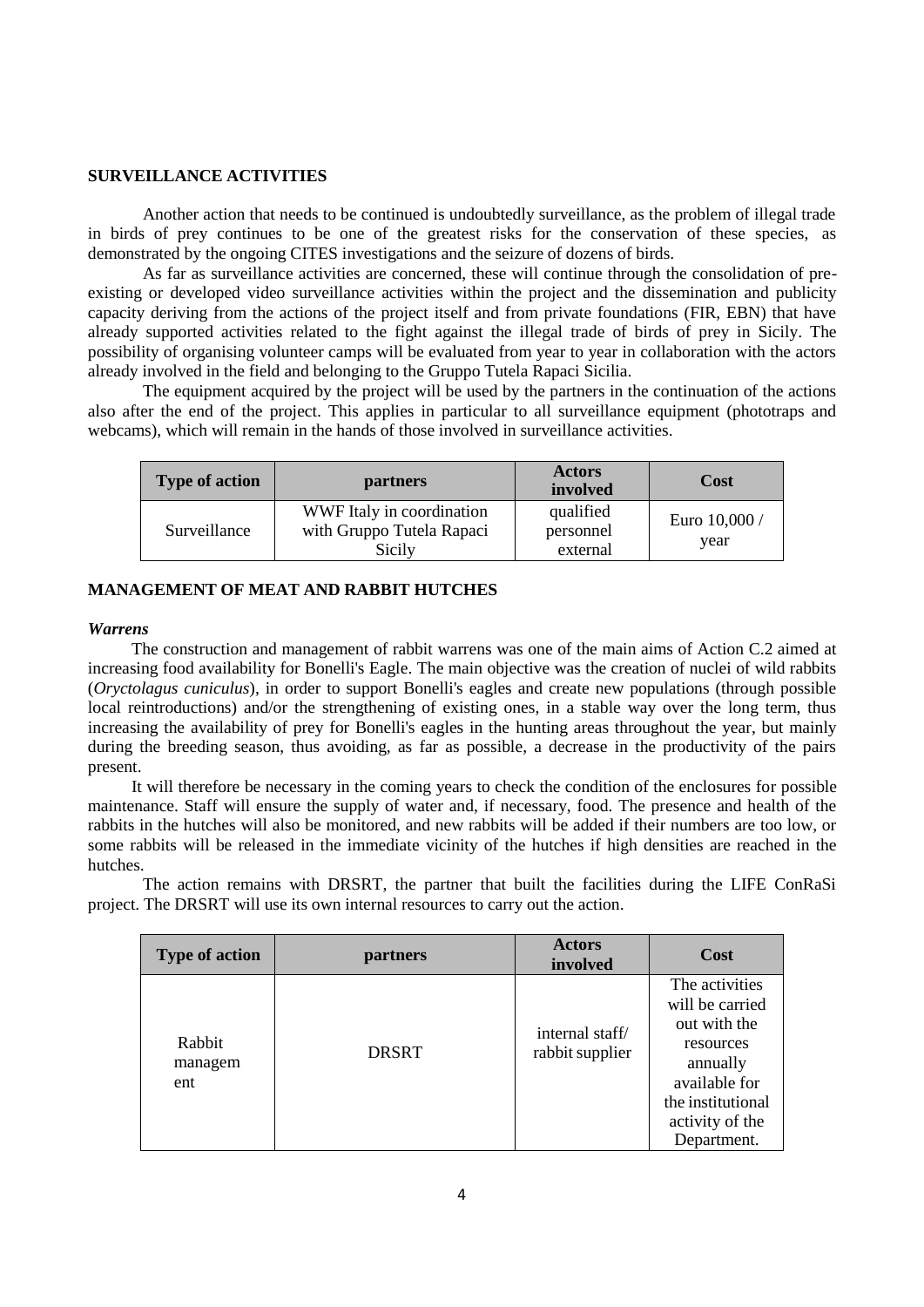## SURVEILLANCE ACTIVITIES

Another action that needs to be continued is undoubtedly surveillance, as the problem of illegal trade in birds of prey continues to be one of the greatest risks for the conservation of these species, as demonstrated by the ongoing CITES investigations and the seizure of dozens of birds.

As far as surveillance activities are concerned, these will continue through the consolidation of pre-existing or developed video surveillance activities within the project and the dissemination and publicity capacity deriving from the actions of the project itself and from private foundations (FIR, EBN) that have already supported activities related to the fight against the illegal trade of birds of prey in Sicily. The possibility of organising volunteer camps will be evaluated from year to year in collaboration with the actors already involved in the field and belonging to the Gruppo Tutela Rapaci Sicilia.

The equipment acquired by the project will be used by the partners in the continuation of the actions also after the end of the project. This applies in particular to all surveillance equipment (phototraps and webcams), which will remain in the hands of those involved in surveillance activities.

| Type of action | partners | Actors involved | Cost |
|---|---|---|---|
| Surveillance | WWF Italy in coordination with Gruppo Tutela Rapaci Sicily | qualified personnel external | Euro 10,000 / year |

## MANAGEMENT OF MEAT AND RABBIT HUTCHES

***Warrens***

The construction and management of rabbit warrens was one of the main aims of Action C.2 aimed at increasing food availability for Bonelli's Eagle. The main objective was the creation of nuclei of wild rabbits (*Oryctolagus cuniculus*), in order to support Bonelli's eagles and create new populations (through possible local reintroductions) and/or the strengthening of existing ones, in a stable way over the long term, thus increasing the availability of prey for Bonelli's eagles in the hunting areas throughout the year, but mainly during the breeding season, thus avoiding, as far as possible, a decrease in the productivity of the pairs present.

It will therefore be necessary in the coming years to check the condition of the enclosures for possible maintenance. Staff will ensure the supply of water and, if necessary, food. The presence and health of the rabbits in the hutches will also be monitored, and new rabbits will be added if their numbers are too low, or some rabbits will be released in the immediate vicinity of the hutches if high densities are reached in the hutches.

The action remains with DRSRT, the partner that built the facilities during the LIFE ConRaSi project. The DRSRT will use its own internal resources to carry out the action.

| Type of action | partners | Actors involved | Cost |
|---|---|---|---|
| Rabbit management | DRSRT | internal staff/ rabbit supplier | The activities will be carried out with the resources annually available for the institutional activity of the Department. |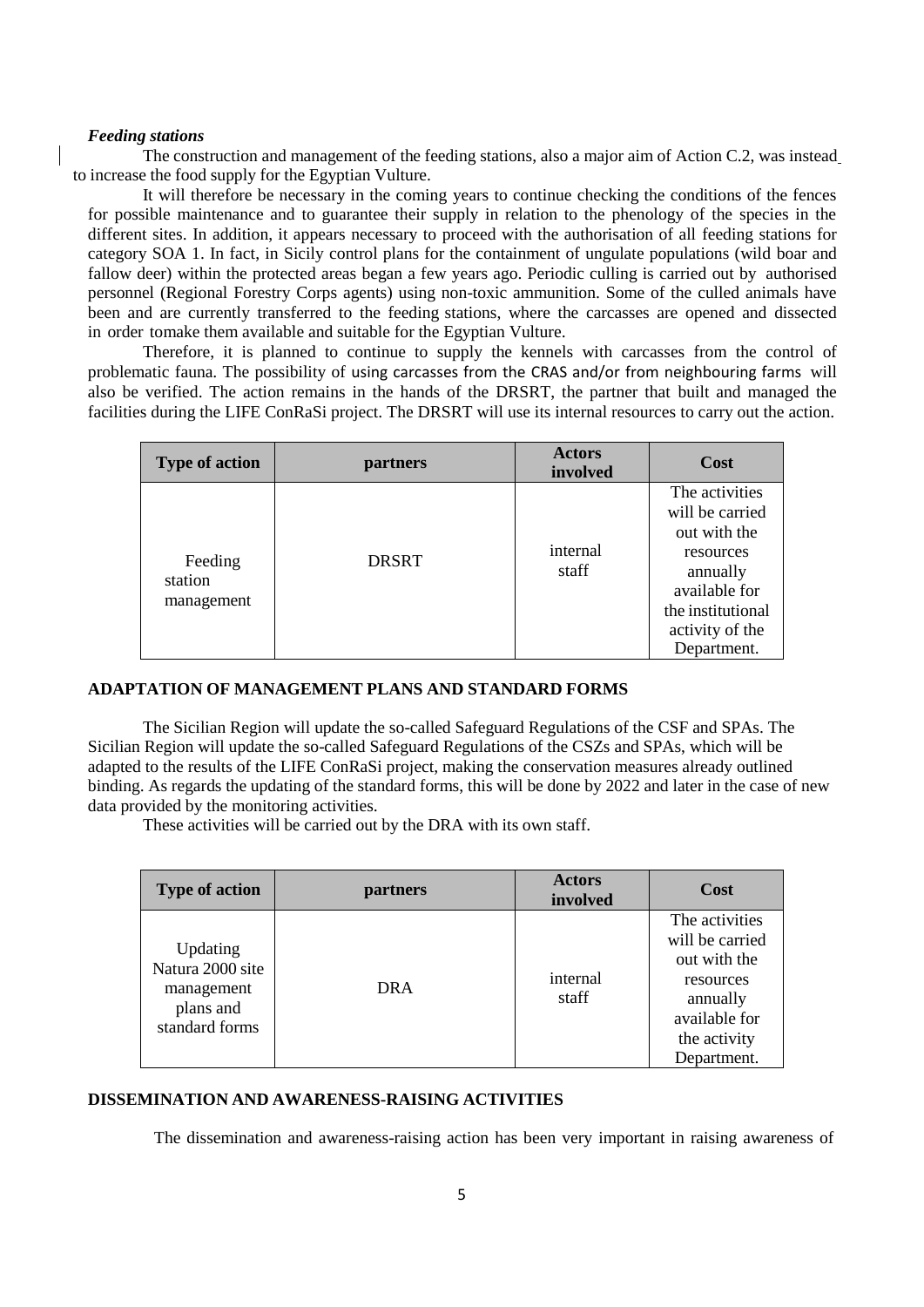*Feeding stations*

The construction and management of the feeding stations, also a major aim of Action C.2, was instead to increase the food supply for the Egyptian Vulture.

It will therefore be necessary in the coming years to continue checking the conditions of the fences for possible maintenance and to guarantee their supply in relation to the phenology of the species in the different sites. In addition, it appears necessary to proceed with the authorisation of all feeding stations for category SOA 1. In fact, in Sicily control plans for the containment of ungulate populations (wild boar and fallow deer) within the protected areas began a few years ago. Periodic culling is carried out by authorised personnel (Regional Forestry Corps agents) using non-toxic ammunition. Some of the culled animals have been and are currently transferred to the feeding stations, where the carcasses are opened and dissected in order tomake them available and suitable for the Egyptian Vulture.

Therefore, it is planned to continue to supply the kennels with carcasses from the control of problematic fauna. The possibility of using carcasses from the CRAS and/or from neighbouring farms will also be verified. The action remains in the hands of the DRSRT, the partner that built and managed the facilities during the LIFE ConRaSi project. The DRSRT will use its internal resources to carry out the action.

| Type of action | partners | Actors involved | Cost |
|---|---|---|---|
| Feeding station management | DRSRT | internal staff | The activities will be carried out with the resources annually available for the institutional activity of the Department. |

## ADAPTATION OF MANAGEMENT PLANS AND STANDARD FORMS

The Sicilian Region will update the so-called Safeguard Regulations of the CSF and SPAs. The Sicilian Region will update the so-called Safeguard Regulations of the CSZs and SPAs, which will be adapted to the results of the LIFE ConRaSi project, making the conservation measures already outlined binding. As regards the updating of the standard forms, this will be done by 2022 and later in the case of new data provided by the monitoring activities.

These activities will be carried out by the DRA with its own staff.

| Type of action | partners | Actors involved | Cost |
|---|---|---|---|
| Updating Natura 2000 site management plans and standard forms | DRA | internal staff | The activities will be carried out with the resources annually available for the activity Department. |

## DISSEMINATION AND AWARENESS-RAISING ACTIVITIES

The dissemination and awareness-raising action has been very important in raising awareness of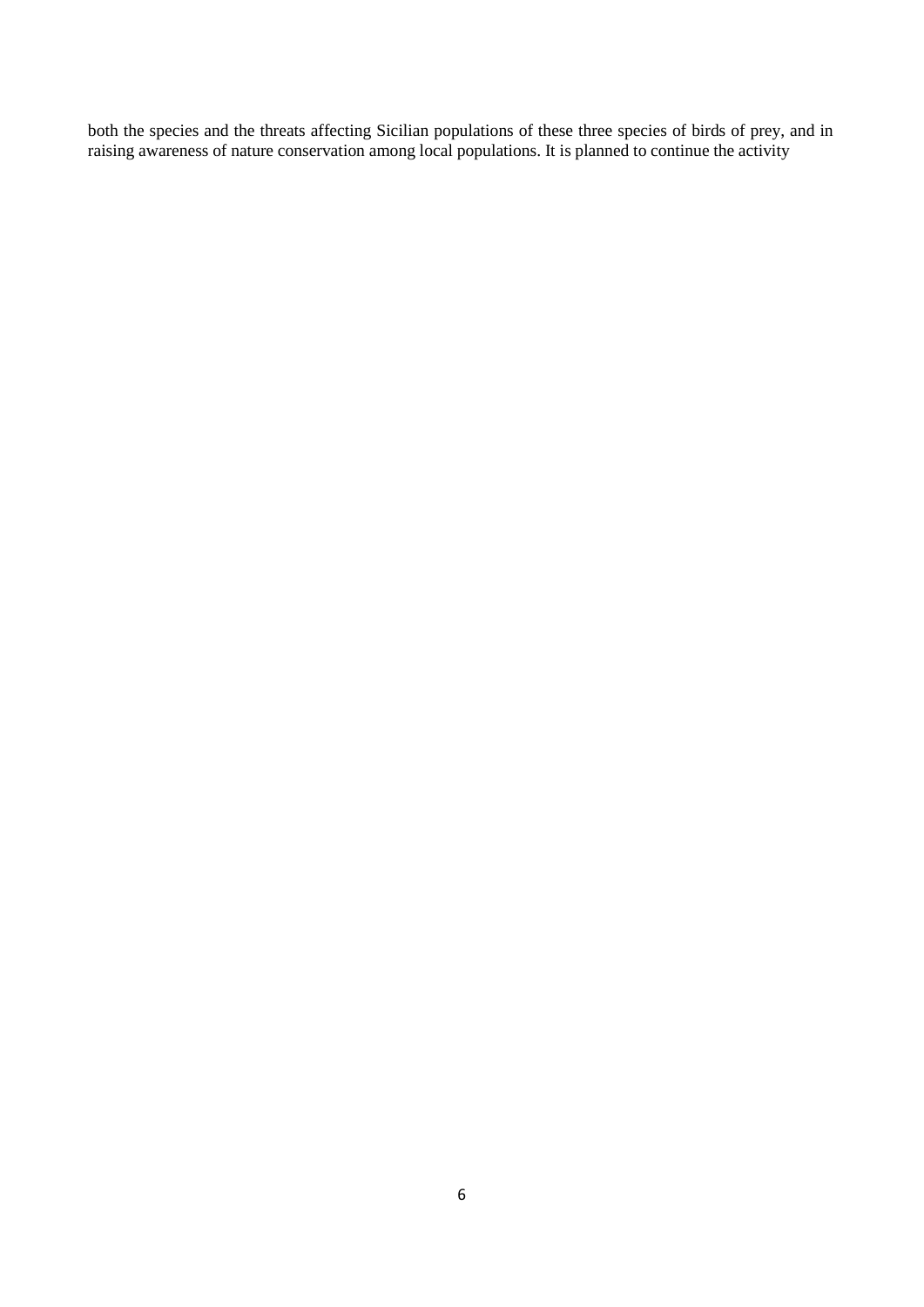both the species and the threats affecting Sicilian populations of these three species of birds of prey, and in raising awareness of nature conservation among local populations. It is planned to continue the activity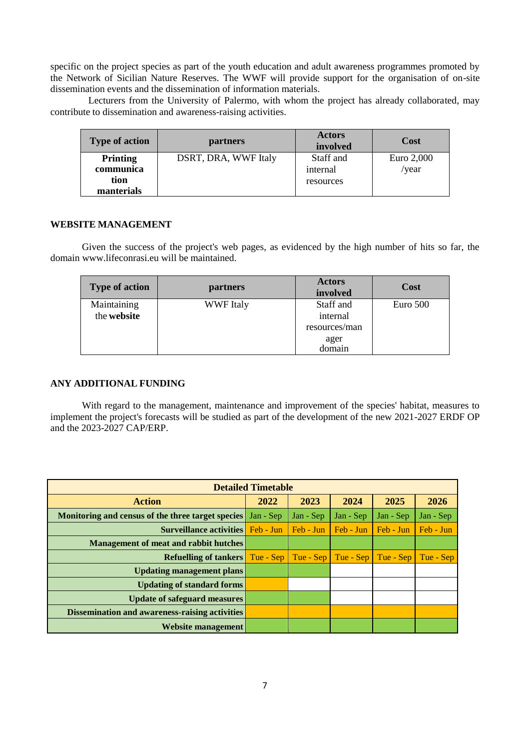specific on the project species as part of the youth education and adult awareness programmes promoted by the Network of Sicilian Nature Reserves. The WWF will provide support for the organisation of on-site dissemination events and the dissemination of information materials.

Lecturers from the University of Palermo, with whom the project has already collaborated, may contribute to dissemination and awareness-raising activities.

| Type of action | partners | Actors involved | Cost |
|---|---|---|---|
| **Printing communication manterials** | DSRT, DRA, WWF Italy | Staff and internal resources | Euro 2,000 /year |

### WEBSITE MANAGEMENT

Given the success of the project's web pages, as evidenced by the high number of hits so far, the domain www.lifeconrasi.eu will be maintained.

| Type of action | partners | Actors involved | Cost |
|---|---|---|---|
| Maintaining the **website** | WWF Italy | Staff and internal resources/manager domain | Euro 500 |

### ANY ADDITIONAL FUNDING

With regard to the management, maintenance and improvement of the species' habitat, measures to implement the project's forecasts will be studied as part of the development of the new 2021-2027 ERDF OP and the 2023-2027 CAP/ERP.

| Detailed Timetable | | | | | |
|---|---|---|---|---|---|
| **Action** | **2022** | **2023** | **2024** | **2025** | **2026** |
| **Monitoring and census of the three target species** | Jan - Sep | Jan - Sep | Jan - Sep | Jan - Sep | Jan - Sep |
| **Surveillance activities** | Feb - Jun | Feb - Jun | Feb - Jun | Feb - Jun | Feb - Jun |
| **Management of meat and rabbit hutches** | | | | | |
| **Refuelling of tankers** | Tue - Sep | Tue - Sep | Tue - Sep | Tue - Sep | Tue - Sep |
| **Updating management plans** | | | | | |
| **Updating of standard forms** | | | | | |
| **Update of safeguard measures** | | | | | |
| **Dissemination and awareness-raising activities** | | | | | |
| **Website management** | | | | | |